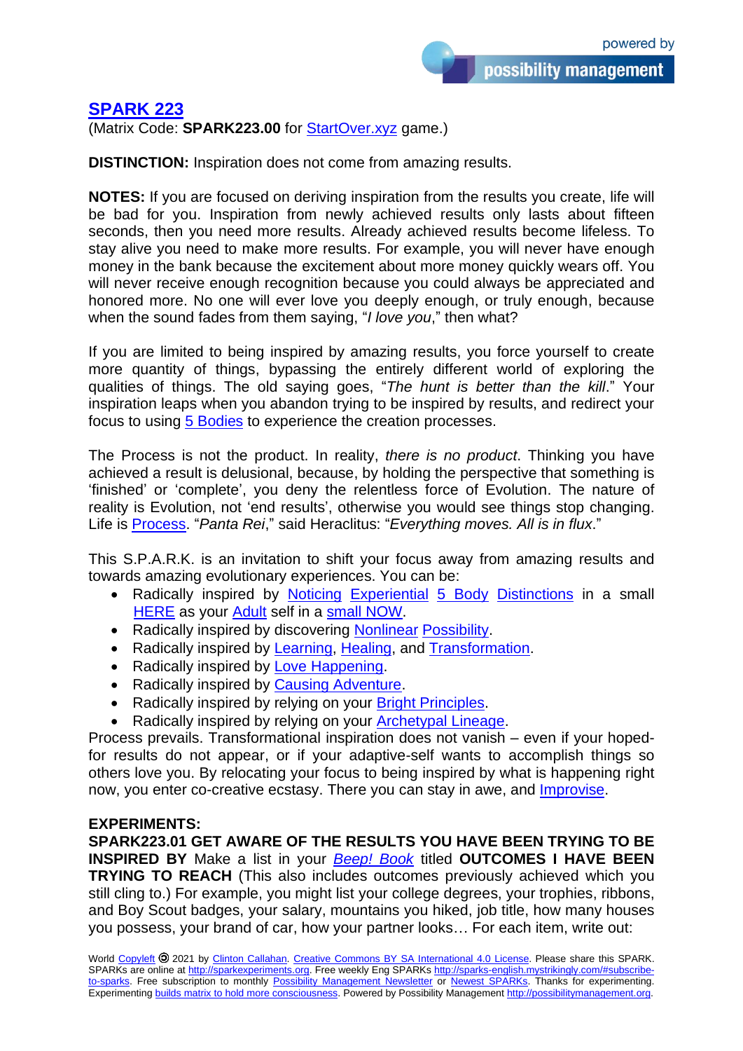## SPARK 223

(Matrix Code: **SPARK223.00** for StartOver.xyz game.)

**DISTINCTION:** Inspiration does not come from amazing results.

**NOTES:** If you are focused on deriving inspiration from the results you create, life will be bad for you. Inspiration from newly achieved results only lasts about fifteen seconds, then you need more results. Already achieved results become lifeless. To stay alive you need to make more results. For example, you will never have enough money in the bank because the excitement about more money quickly wears off. You will never receive enough recognition because you could always be appreciated and honored more. No one will ever love you deeply enough, or truly enough, because when the sound fades from them saying, "*I love you*," then what?

If you are limited to being inspired by amazing results, you force yourself to create more quantity of things, bypassing the entirely different world of exploring the qualities of things. The old saying goes, "*The hunt is better than the kill*." Your inspiration leaps when you abandon trying to be inspired by results, and redirect your focus to using 5 Bodies to experience the creation processes.

The Process is not the product. In reality, *there is no product*. Thinking you have achieved a result is delusional, because, by holding the perspective that something is 'finished' or 'complete', you deny the relentless force of Evolution. The nature of reality is Evolution, not 'end results', otherwise you would see things stop changing. Life is Process. "*Panta Rei*," said Heraclitus: "*Everything moves. All is in flux*."

This S.P.A.R.K. is an invitation to shift your focus away from amazing results and towards amazing evolutionary experiences. You can be:

- Radically inspired by Noticing Experiential 5 Body Distinctions in a small HERE as your Adult self in a small NOW.
- Radically inspired by discovering Nonlinear Possibility.
- Radically inspired by Learning, Healing, and Transformation.
- Radically inspired by Love Happening.
- Radically inspired by Causing Adventure.
- Radically inspired by relying on your Bright Principles.
- Radically inspired by relying on your Archetypal Lineage.

Process prevails. Transformational inspiration does not vanish – even if your hoped-for results do not appear, or if your adaptive-self wants to accomplish things so others love you. By relocating your focus to being inspired by what is happening right now, you enter co-creative ecstasy. There you can stay in awe, and Improvise.

**EXPERIMENTS:**

**SPARK223.01 GET AWARE OF THE RESULTS YOU HAVE BEEN TRYING TO BE INSPIRED BY** Make a list in your ***Beep! Book*** titled **OUTCOMES I HAVE BEEN TRYING TO REACH** (This also includes outcomes previously achieved which you still cling to.) For example, you might list your college degrees, your trophies, ribbons, and Boy Scout badges, your salary, mountains you hiked, job title, how many houses you possess, your brand of car, how your partner looks… For each item, write out:

World Copyleft 🄯 2021 by Clinton Callahan. Creative Commons BY SA International 4.0 License. Please share this SPARK. SPARKs are online at http://sparkexperiments.org. Free weekly Eng SPARKs http://sparks-english.mystrikingly.com/#subscribe-to-sparks. Free subscription to monthly Possibility Management Newsletter or Newest SPARKs. Thanks for experimenting. Experimenting builds matrix to hold more consciousness. Powered by Possibility Management http://possibilitymanagement.org.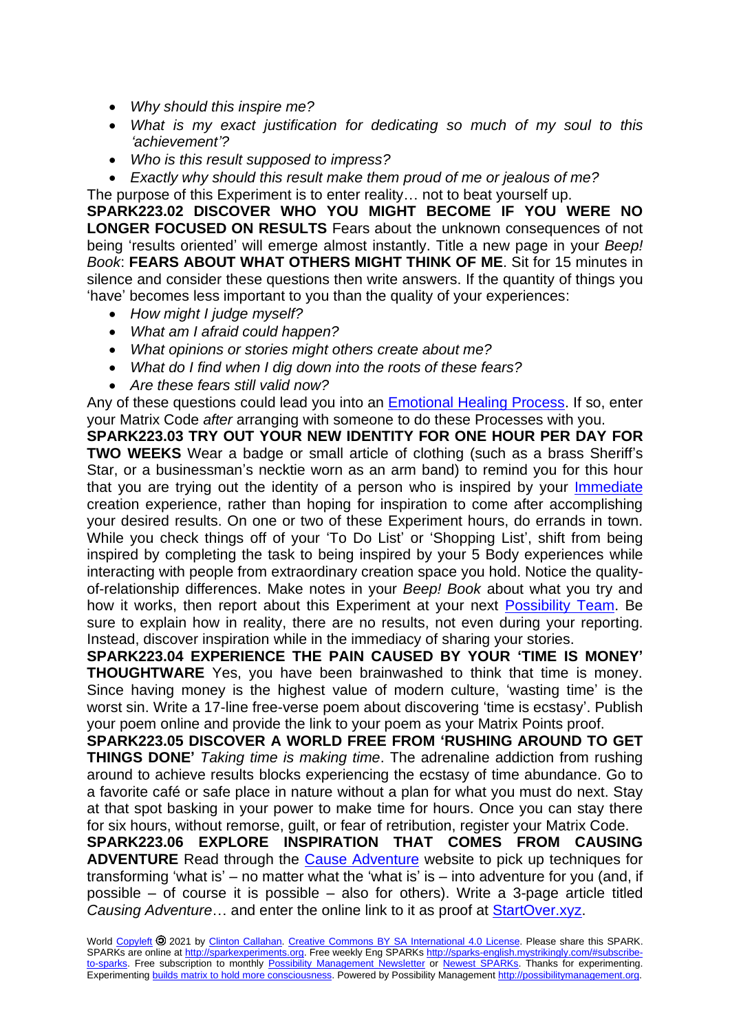- *Why should this inspire me?*
- *What is my exact justification for dedicating so much of my soul to this 'achievement'?*
- *Who is this result supposed to impress?*
- *Exactly why should this result make them proud of me or jealous of me?*

The purpose of this Experiment is to enter reality… not to beat yourself up.

**SPARK223.02 DISCOVER WHO YOU MIGHT BECOME IF YOU WERE NO LONGER FOCUSED ON RESULTS** Fears about the unknown consequences of not being 'results oriented' will emerge almost instantly. Title a new page in your *Beep! Book*: **FEARS ABOUT WHAT OTHERS MIGHT THINK OF ME**. Sit for 15 minutes in silence and consider these questions then write answers. If the quantity of things you 'have' becomes less important to you than the quality of your experiences:

- *How might I judge myself?*
- *What am I afraid could happen?*
- *What opinions or stories might others create about me?*
- *What do I find when I dig down into the roots of these fears?*
- *Are these fears still valid now?*

Any of these questions could lead you into an Emotional Healing Process. If so, enter your Matrix Code *after* arranging with someone to do these Processes with you.

**SPARK223.03 TRY OUT YOUR NEW IDENTITY FOR ONE HOUR PER DAY FOR TWO WEEKS** Wear a badge or small article of clothing (such as a brass Sheriff's Star, or a businessman's necktie worn as an arm band) to remind you for this hour that you are trying out the identity of a person who is inspired by your Immediate creation experience, rather than hoping for inspiration to come after accomplishing your desired results. On one or two of these Experiment hours, do errands in town. While you check things off of your 'To Do List' or 'Shopping List', shift from being inspired by completing the task to being inspired by your 5 Body experiences while interacting with people from extraordinary creation space you hold. Notice the quality-of-relationship differences. Make notes in your *Beep! Book* about what you try and how it works, then report about this Experiment at your next Possibility Team. Be sure to explain how in reality, there are no results, not even during your reporting. Instead, discover inspiration while in the immediacy of sharing your stories.

**SPARK223.04 EXPERIENCE THE PAIN CAUSED BY YOUR 'TIME IS MONEY' THOUGHTWARE** Yes, you have been brainwashed to think that time is money. Since having money is the highest value of modern culture, 'wasting time' is the worst sin. Write a 17-line free-verse poem about discovering 'time is ecstasy'. Publish your poem online and provide the link to your poem as your Matrix Points proof.

**SPARK223.05 DISCOVER A WORLD FREE FROM 'RUSHING AROUND TO GET THINGS DONE'** *Taking time is making time*. The adrenaline addiction from rushing around to achieve results blocks experiencing the ecstasy of time abundance. Go to a favorite café or safe place in nature without a plan for what you must do next. Stay at that spot basking in your power to make time for hours. Once you can stay there for six hours, without remorse, guilt, or fear of retribution, register your Matrix Code.

**SPARK223.06 EXPLORE INSPIRATION THAT COMES FROM CAUSING ADVENTURE** Read through the Cause Adventure website to pick up techniques for transforming 'what is' – no matter what the 'what is' is – into adventure for you (and, if possible – of course it is possible – also for others). Write a 3-page article titled *Causing Adventure*… and enter the online link to it as proof at StartOver.xyz.

World Copyleft 🄯 2021 by Clinton Callahan. Creative Commons BY SA International 4.0 License. Please share this SPARK. SPARKs are online at http://sparkexperiments.org. Free weekly Eng SPARKs http://sparks-english.mystrikingly.com/#subscribe-to-sparks. Free subscription to monthly Possibility Management Newsletter or Newest SPARKs. Thanks for experimenting. Experimenting builds matrix to hold more consciousness. Powered by Possibility Management http://possibilitymanagement.org.